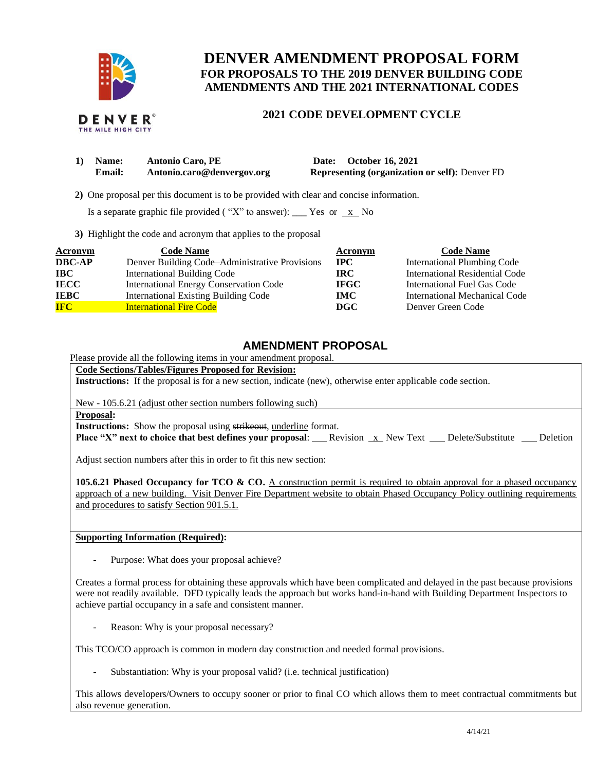DENVER
THE MILE HIGH CITY

# DENVER AMENDMENT PROPOSAL FORM

## FOR PROPOSALS TO THE 2019 DENVER BUILDING CODE AMENDMENTS AND THE 2021 INTERNATIONAL CODES

### 2021 CODE DEVELOPMENT CYCLE

**1) Name:** **Antonio Caro, PE** **Date:** **October 16, 2021**
**Email:** **Antonio.caro@denvergov.org** **Representing (organization or self):** Denver FD

**2)** One proposal per this document is to be provided with clear and concise information.

Is a separate graphic file provided ( "X" to answer): ___ Yes or _x_ No

**3)** Highlight the code and acronym that applies to the proposal

| Acronym | Code Name | Acronym | Code Name |
|---|---|---|---|
| **DBC-AP** | Denver Building Code–Administrative Provisions | **IPC** | International Plumbing Code |
| **IBC** | International Building Code | **IRC** | International Residential Code |
| **IECC** | International Energy Conservation Code | **IFGC** | International Fuel Gas Code |
| **IEBC** | International Existing Building Code | **IMC** | International Mechanical Code |
| **IFC** (highlighted) | International Fire Code (highlighted) | **DGC** | Denver Green Code |

## AMENDMENT PROPOSAL

Please provide all the following items in your amendment proposal.

**Code Sections/Tables/Figures Proposed for Revision:**

**Instructions:** If the proposal is for a new section, indicate (new), otherwise enter applicable code section.

New - 105.6.21 (adjust other section numbers following such)

**Proposal:**

**Instructions:** Show the proposal using ~~strikeout~~, <u>underline</u> format.

**Place "X" next to choice that best defines your proposal**: ___ Revision _x_ New Text ___ Delete/Substitute ___ Deletion

Adjust section numbers after this in order to fit this new section:

**105.6.21 Phased Occupancy for TCO & CO.** <u>A construction permit is required to obtain approval for a phased occupancy approach of a new building. Visit Denver Fire Department website to obtain Phased Occupancy Policy outlining requirements and procedures to satisfy Section 901.5.1.</u>

**Supporting Information (Required):**

- Purpose: What does your proposal achieve?

Creates a formal process for obtaining these approvals which have been complicated and delayed in the past because provisions were not readily available. DFD typically leads the approach but works hand-in-hand with Building Department Inspectors to achieve partial occupancy in a safe and consistent manner.

- Reason: Why is your proposal necessary?

This TCO/CO approach is common in modern day construction and needed formal provisions.

- Substantiation: Why is your proposal valid? (i.e. technical justification)

This allows developers/Owners to occupy sooner or prior to final CO which allows them to meet contractual commitments but also revenue generation.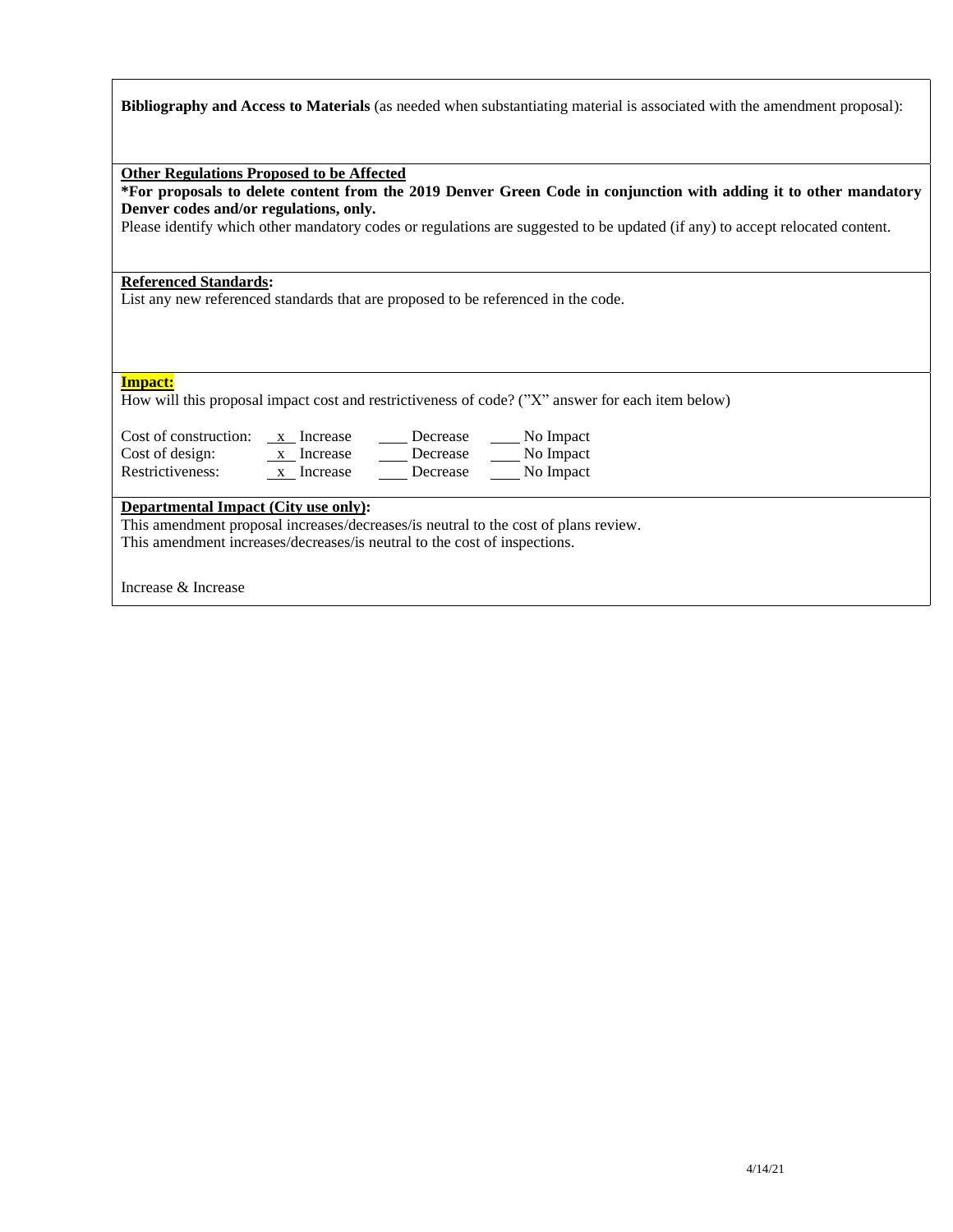**Bibliography and Access to Materials** (as needed when substantiating material is associated with the amendment proposal):

**Other Regulations Proposed to be Affected**

**\*For proposals to delete content from the 2019 Denver Green Code in conjunction with adding it to other mandatory Denver codes and/or regulations, only.**

Please identify which other mandatory codes or regulations are suggested to be updated (if any) to accept relocated content.

**Referenced Standards:**

List any new referenced standards that are proposed to be referenced in the code.

**Impact:**

How will this proposal impact cost and restrictiveness of code? ("X" answer for each item below)

| | | | |
|---|---|---|---|
| Cost of construction: | x Increase | ___ Decrease | ___ No Impact |
| Cost of design: | x Increase | ___ Decrease | ___ No Impact |
| Restrictiveness: | x Increase | ___ Decrease | ___ No Impact |

**Departmental Impact (City use only):**

This amendment proposal increases/decreases/is neutral to the cost of plans review.
This amendment increases/decreases/is neutral to the cost of inspections.

Increase & Increase

4/14/21